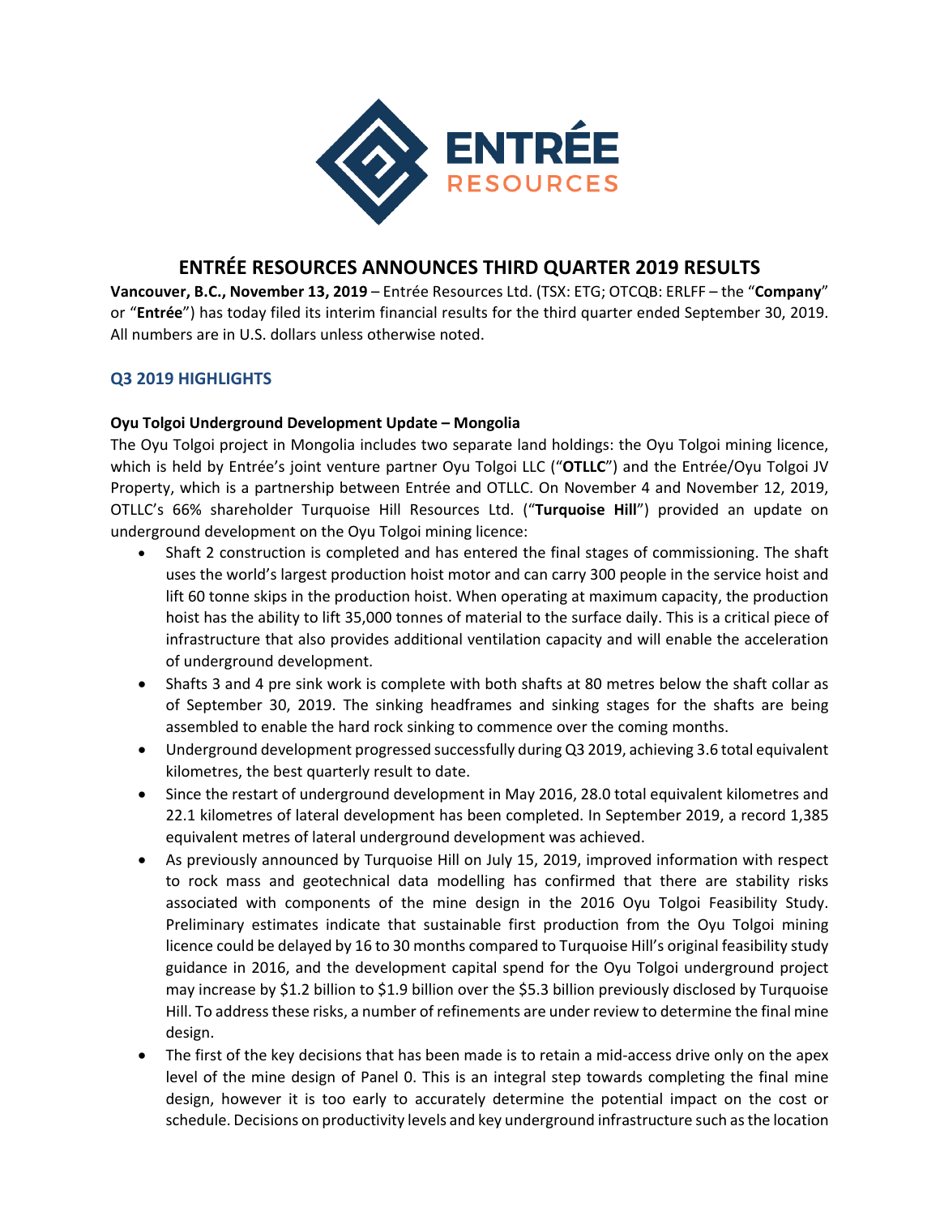# ENTRÉE RESOURCES ANNOUNCES THIRD QUARTER 2019 RESULTS

**Vancouver, B.C., November 13, 2019** – Entrée Resources Ltd. (TSX: ETG; OTCQB: ERLFF – the "**Company**" or "**Entrée**") has today filed its interim financial results for the third quarter ended September 30, 2019. All numbers are in U.S. dollars unless otherwise noted.

## Q3 2019 HIGHLIGHTS

### Oyu Tolgoi Underground Development Update – Mongolia

The Oyu Tolgoi project in Mongolia includes two separate land holdings: the Oyu Tolgoi mining licence, which is held by Entrée's joint venture partner Oyu Tolgoi LLC ("**OTLLC**") and the Entrée/Oyu Tolgoi JV Property, which is a partnership between Entrée and OTLLC. On November 4 and November 12, 2019, OTLLC's 66% shareholder Turquoise Hill Resources Ltd. ("**Turquoise Hill**") provided an update on underground development on the Oyu Tolgoi mining licence:

- Shaft 2 construction is completed and has entered the final stages of commissioning. The shaft uses the world's largest production hoist motor and can carry 300 people in the service hoist and lift 60 tonne skips in the production hoist. When operating at maximum capacity, the production hoist has the ability to lift 35,000 tonnes of material to the surface daily. This is a critical piece of infrastructure that also provides additional ventilation capacity and will enable the acceleration of underground development.
- Shafts 3 and 4 pre sink work is complete with both shafts at 80 metres below the shaft collar as of September 30, 2019. The sinking headframes and sinking stages for the shafts are being assembled to enable the hard rock sinking to commence over the coming months.
- Underground development progressed successfully during Q3 2019, achieving 3.6 total equivalent kilometres, the best quarterly result to date.
- Since the restart of underground development in May 2016, 28.0 total equivalent kilometres and 22.1 kilometres of lateral development has been completed. In September 2019, a record 1,385 equivalent metres of lateral underground development was achieved.
- As previously announced by Turquoise Hill on July 15, 2019, improved information with respect to rock mass and geotechnical data modelling has confirmed that there are stability risks associated with components of the mine design in the 2016 Oyu Tolgoi Feasibility Study. Preliminary estimates indicate that sustainable first production from the Oyu Tolgoi mining licence could be delayed by 16 to 30 months compared to Turquoise Hill's original feasibility study guidance in 2016, and the development capital spend for the Oyu Tolgoi underground project may increase by $1.2 billion to $1.9 billion over the $5.3 billion previously disclosed by Turquoise Hill. To address these risks, a number of refinements are under review to determine the final mine design.
- The first of the key decisions that has been made is to retain a mid-access drive only on the apex level of the mine design of Panel 0. This is an integral step towards completing the final mine design, however it is too early to accurately determine the potential impact on the cost or schedule. Decisions on productivity levels and key underground infrastructure such as the location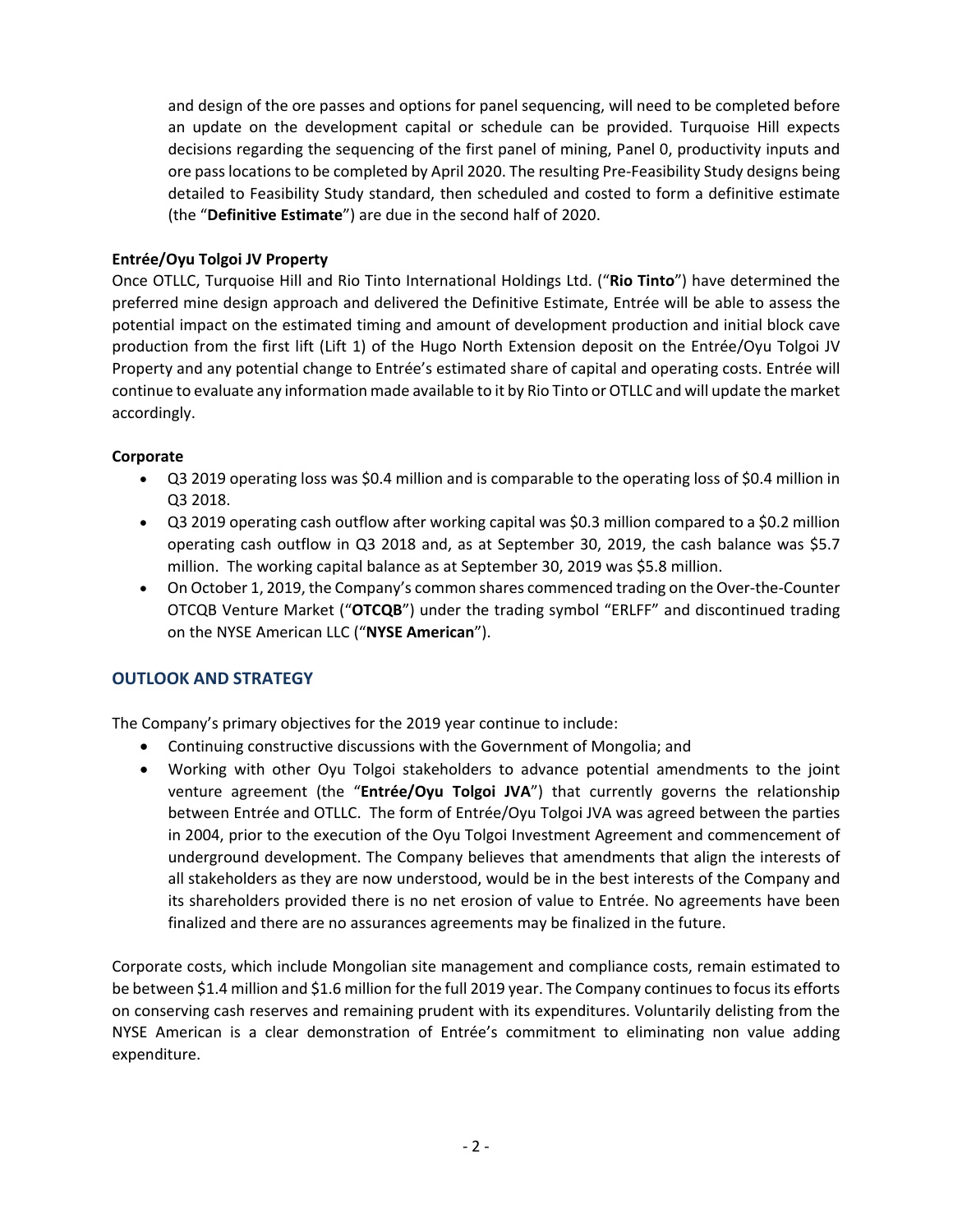and design of the ore passes and options for panel sequencing, will need to be completed before an update on the development capital or schedule can be provided. Turquoise Hill expects decisions regarding the sequencing of the first panel of mining, Panel 0, productivity inputs and ore pass locations to be completed by April 2020. The resulting Pre-Feasibility Study designs being detailed to Feasibility Study standard, then scheduled and costed to form a definitive estimate (the "**Definitive Estimate**") are due in the second half of 2020.

**Entrée/Oyu Tolgoi JV Property**

Once OTLLC, Turquoise Hill and Rio Tinto International Holdings Ltd. ("**Rio Tinto**") have determined the preferred mine design approach and delivered the Definitive Estimate, Entrée will be able to assess the potential impact on the estimated timing and amount of development production and initial block cave production from the first lift (Lift 1) of the Hugo North Extension deposit on the Entrée/Oyu Tolgoi JV Property and any potential change to Entrée's estimated share of capital and operating costs. Entrée will continue to evaluate any information made available to it by Rio Tinto or OTLLC and will update the market accordingly.

**Corporate**

- Q3 2019 operating loss was $0.4 million and is comparable to the operating loss of $0.4 million in Q3 2018.
- Q3 2019 operating cash outflow after working capital was $0.3 million compared to a $0.2 million operating cash outflow in Q3 2018 and, as at September 30, 2019, the cash balance was $5.7 million. The working capital balance as at September 30, 2019 was $5.8 million.
- On October 1, 2019, the Company's common shares commenced trading on the Over-the-Counter OTCQB Venture Market ("**OTCQB**") under the trading symbol "ERLFF" and discontinued trading on the NYSE American LLC ("**NYSE American**").

## OUTLOOK AND STRATEGY

The Company's primary objectives for the 2019 year continue to include:

- Continuing constructive discussions with the Government of Mongolia; and
- Working with other Oyu Tolgoi stakeholders to advance potential amendments to the joint venture agreement (the "**Entrée/Oyu Tolgoi JVA**") that currently governs the relationship between Entrée and OTLLC. The form of Entrée/Oyu Tolgoi JVA was agreed between the parties in 2004, prior to the execution of the Oyu Tolgoi Investment Agreement and commencement of underground development. The Company believes that amendments that align the interests of all stakeholders as they are now understood, would be in the best interests of the Company and its shareholders provided there is no net erosion of value to Entrée. No agreements have been finalized and there are no assurances agreements may be finalized in the future.

Corporate costs, which include Mongolian site management and compliance costs, remain estimated to be between $1.4 million and $1.6 million for the full 2019 year. The Company continues to focus its efforts on conserving cash reserves and remaining prudent with its expenditures. Voluntarily delisting from the NYSE American is a clear demonstration of Entrée's commitment to eliminating non value adding expenditure.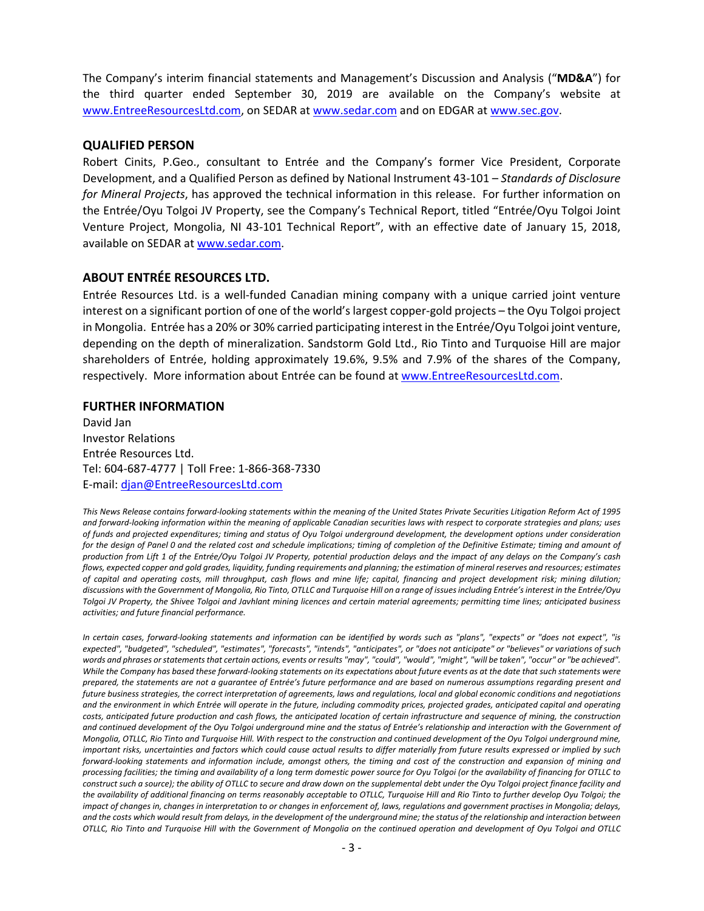The Company's interim financial statements and Management's Discussion and Analysis ("**MD&A**") for the third quarter ended September 30, 2019 are available on the Company's website at www.EntreeResourcesLtd.com, on SEDAR at www.sedar.com and on EDGAR at www.sec.gov.

## QUALIFIED PERSON

Robert Cinits, P.Geo., consultant to Entrée and the Company's former Vice President, Corporate Development, and a Qualified Person as defined by National Instrument 43-101 – *Standards of Disclosure for Mineral Projects*, has approved the technical information in this release. For further information on the Entrée/Oyu Tolgoi JV Property, see the Company's Technical Report, titled "Entrée/Oyu Tolgoi Joint Venture Project, Mongolia, NI 43-101 Technical Report", with an effective date of January 15, 2018, available on SEDAR at www.sedar.com.

## ABOUT ENTRÉE RESOURCES LTD.

Entrée Resources Ltd. is a well-funded Canadian mining company with a unique carried joint venture interest on a significant portion of one of the world's largest copper-gold projects – the Oyu Tolgoi project in Mongolia. Entrée has a 20% or 30% carried participating interest in the Entrée/Oyu Tolgoi joint venture, depending on the depth of mineralization. Sandstorm Gold Ltd., Rio Tinto and Turquoise Hill are major shareholders of Entrée, holding approximately 19.6%, 9.5% and 7.9% of the shares of the Company, respectively. More information about Entrée can be found at www.EntreeResourcesLtd.com.

## FURTHER INFORMATION

David Jan
Investor Relations
Entrée Resources Ltd.
Tel: 604-687-4777 | Toll Free: 1-866-368-7330
E-mail: djan@EntreeResourcesLtd.com

*This News Release contains forward-looking statements within the meaning of the United States Private Securities Litigation Reform Act of 1995 and forward-looking information within the meaning of applicable Canadian securities laws with respect to corporate strategies and plans; uses of funds and projected expenditures; timing and status of Oyu Tolgoi underground development, the development options under consideration for the design of Panel 0 and the related cost and schedule implications; timing of completion of the Definitive Estimate; timing and amount of production from Lift 1 of the Entrée/Oyu Tolgoi JV Property, potential production delays and the impact of any delays on the Company's cash flows, expected copper and gold grades, liquidity, funding requirements and planning; the estimation of mineral reserves and resources; estimates of capital and operating costs, mill throughput, cash flows and mine life; capital, financing and project development risk; mining dilution; discussions with the Government of Mongolia, Rio Tinto, OTLLC and Turquoise Hill on a range of issues including Entrée's interest in the Entrée/Oyu Tolgoi JV Property, the Shivee Tolgoi and Javhlant mining licences and certain material agreements; permitting time lines; anticipated business activities; and future financial performance.*

*In certain cases, forward-looking statements and information can be identified by words such as "plans", "expects" or "does not expect", "is expected", "budgeted", "scheduled", "estimates", "forecasts", "intends", "anticipates", or "does not anticipate" or "believes" or variations of such words and phrases or statements that certain actions, events or results "may", "could", "would", "might", "will be taken", "occur" or "be achieved". While the Company has based these forward-looking statements on its expectations about future events as at the date that such statements were prepared, the statements are not a guarantee of Entrée's future performance and are based on numerous assumptions regarding present and future business strategies, the correct interpretation of agreements, laws and regulations, local and global economic conditions and negotiations and the environment in which Entrée will operate in the future, including commodity prices, projected grades, anticipated capital and operating costs, anticipated future production and cash flows, the anticipated location of certain infrastructure and sequence of mining, the construction and continued development of the Oyu Tolgoi underground mine and the status of Entrée's relationship and interaction with the Government of Mongolia, OTLLC, Rio Tinto and Turquoise Hill. With respect to the construction and continued development of the Oyu Tolgoi underground mine, important risks, uncertainties and factors which could cause actual results to differ materially from future results expressed or implied by such forward-looking statements and information include, amongst others, the timing and cost of the construction and expansion of mining and processing facilities; the timing and availability of a long term domestic power source for Oyu Tolgoi (or the availability of financing for OTLLC to construct such a source); the ability of OTLLC to secure and draw down on the supplemental debt under the Oyu Tolgoi project finance facility and the availability of additional financing on terms reasonably acceptable to OTLLC, Turquoise Hill and Rio Tinto to further develop Oyu Tolgoi; the impact of changes in, changes in interpretation to or changes in enforcement of, laws, regulations and government practises in Mongolia; delays, and the costs which would result from delays, in the development of the underground mine; the status of the relationship and interaction between OTLLC, Rio Tinto and Turquoise Hill with the Government of Mongolia on the continued operation and development of Oyu Tolgoi and OTLLC*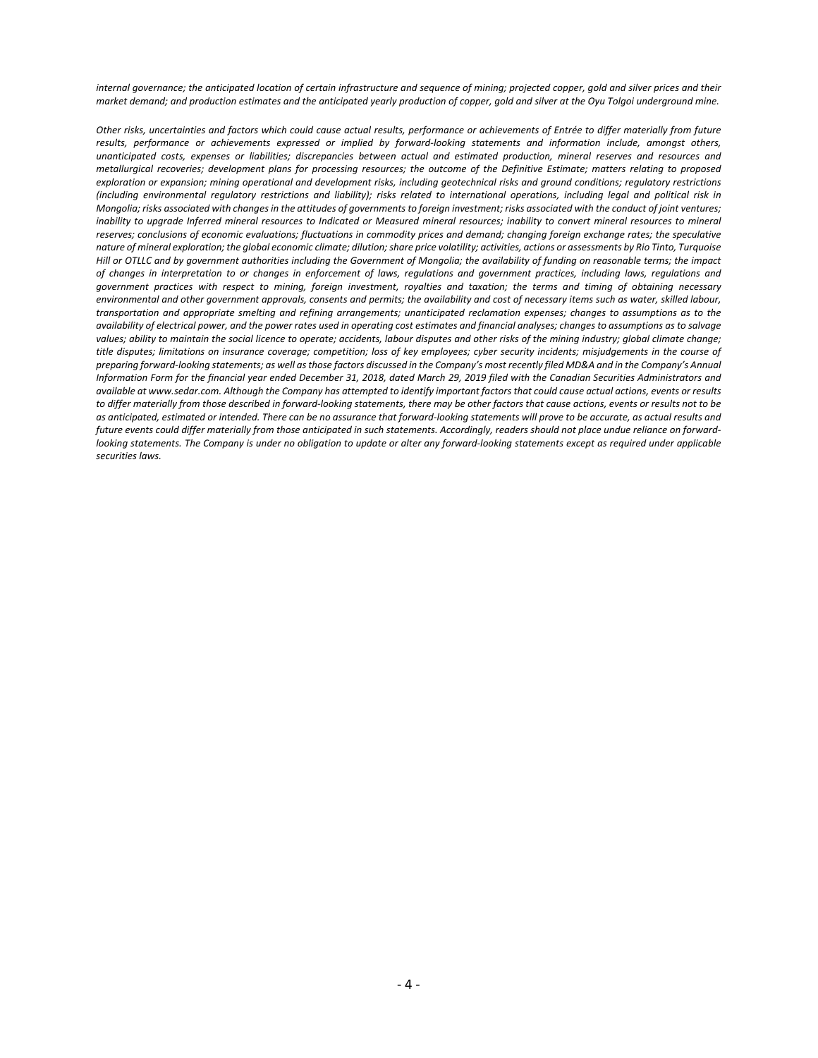*internal governance; the anticipated location of certain infrastructure and sequence of mining; projected copper, gold and silver prices and their market demand; and production estimates and the anticipated yearly production of copper, gold and silver at the Oyu Tolgoi underground mine.*

*Other risks, uncertainties and factors which could cause actual results, performance or achievements of Entrée to differ materially from future results, performance or achievements expressed or implied by forward-looking statements and information include, amongst others, unanticipated costs, expenses or liabilities; discrepancies between actual and estimated production, mineral reserves and resources and metallurgical recoveries; development plans for processing resources; the outcome of the Definitive Estimate; matters relating to proposed exploration or expansion; mining operational and development risks, including geotechnical risks and ground conditions; regulatory restrictions (including environmental regulatory restrictions and liability); risks related to international operations, including legal and political risk in Mongolia; risks associated with changes in the attitudes of governments to foreign investment; risks associated with the conduct of joint ventures; inability to upgrade Inferred mineral resources to Indicated or Measured mineral resources; inability to convert mineral resources to mineral reserves; conclusions of economic evaluations; fluctuations in commodity prices and demand; changing foreign exchange rates; the speculative nature of mineral exploration; the global economic climate; dilution; share price volatility; activities, actions or assessments by Rio Tinto, Turquoise Hill or OTLLC and by government authorities including the Government of Mongolia; the availability of funding on reasonable terms; the impact of changes in interpretation to or changes in enforcement of laws, regulations and government practices, including laws, regulations and government practices with respect to mining, foreign investment, royalties and taxation; the terms and timing of obtaining necessary environmental and other government approvals, consents and permits; the availability and cost of necessary items such as water, skilled labour, transportation and appropriate smelting and refining arrangements; unanticipated reclamation expenses; changes to assumptions as to the availability of electrical power, and the power rates used in operating cost estimates and financial analyses; changes to assumptions as to salvage values; ability to maintain the social licence to operate; accidents, labour disputes and other risks of the mining industry; global climate change; title disputes; limitations on insurance coverage; competition; loss of key employees; cyber security incidents; misjudgements in the course of preparing forward-looking statements; as well as those factors discussed in the Company's most recently filed MD&A and in the Company's Annual Information Form for the financial year ended December 31, 2018, dated March 29, 2019 filed with the Canadian Securities Administrators and available at www.sedar.com. Although the Company has attempted to identify important factors that could cause actual actions, events or results to differ materially from those described in forward-looking statements, there may be other factors that cause actions, events or results not to be as anticipated, estimated or intended. There can be no assurance that forward-looking statements will prove to be accurate, as actual results and future events could differ materially from those anticipated in such statements. Accordingly, readers should not place undue reliance on forward-looking statements. The Company is under no obligation to update or alter any forward-looking statements except as required under applicable securities laws.*